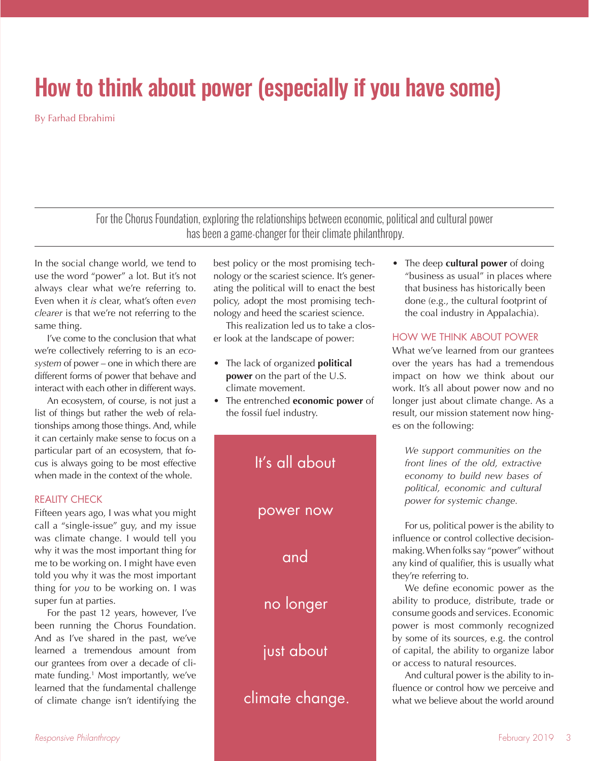# How to think about power (especially if you have some)

By Farhad Ebrahimi

For the Chorus Foundation, exploring the relationships between economic, political and cultural power has been a game-changer for their climate philanthropy.

In the social change world, we tend to use the word "power" a lot. But it's not always clear what we're referring to. Even when it *is* clear, what's often *even clearer* is that we're not referring to the same thing.

I've come to the conclusion that what we're collectively referring to is an *ecosystem* of power – one in which there are different forms of power that behave and interact with each other in different ways.

An ecosystem, of course, is not just a list of things but rather the web of relationships among those things. And, while it can certainly make sense to focus on a particular part of an ecosystem, that focus is always going to be most effective when made in the context of the whole.

## REALITY CHECK

Fifteen years ago, I was what you might call a "single-issue" guy, and my issue was climate change. I would tell you why it was the most important thing for me to be working on. I might have even told you why it was the most important thing for *you* to be working on. I was super fun at parties.

For the past 12 years, however, I've been running the Chorus Foundation. And as I've shared in the past, we've learned a tremendous amount from our grantees from over a decade of climate funding.[1] Most importantly, we've learned that the fundamental challenge of climate change isn't identifying the best policy or the most promising technology or the scariest science. It's generating the political will to enact the best policy, adopt the most promising technology and heed the scariest science.

This realization led us to take a closer look at the landscape of power:

- The lack of organized **political power** on the part of the U.S. climate movement.
- The entrenched **economic power** of the fossil fuel industry.
- The deep **cultural power** of doing "business as usual" in places where that business has historically been done (e.g., the cultural footprint of the coal industry in Appalachia).

> It's all about power now and no longer just about climate change.

## HOW WE THINK ABOUT POWER

What we've learned from our grantees over the years has had a tremendous impact on how we think about our work. It's all about power now and no longer just about climate change. As a result, our mission statement now hinges on the following:

> *We support communities on the front lines of the old, extractive economy to build new bases of political, economic and cultural power for systemic change.*

For us, political power is the ability to influence or control collective decision-making. When folks say "power" without any kind of qualifier, this is usually what they're referring to.

We define economic power as the ability to produce, distribute, trade or consume goods and services. Economic power is most commonly recognized by some of its sources, e.g. the control of capital, the ability to organize labor or access to natural resources.

And cultural power is the ability to influence or control how we perceive and what we believe about the world around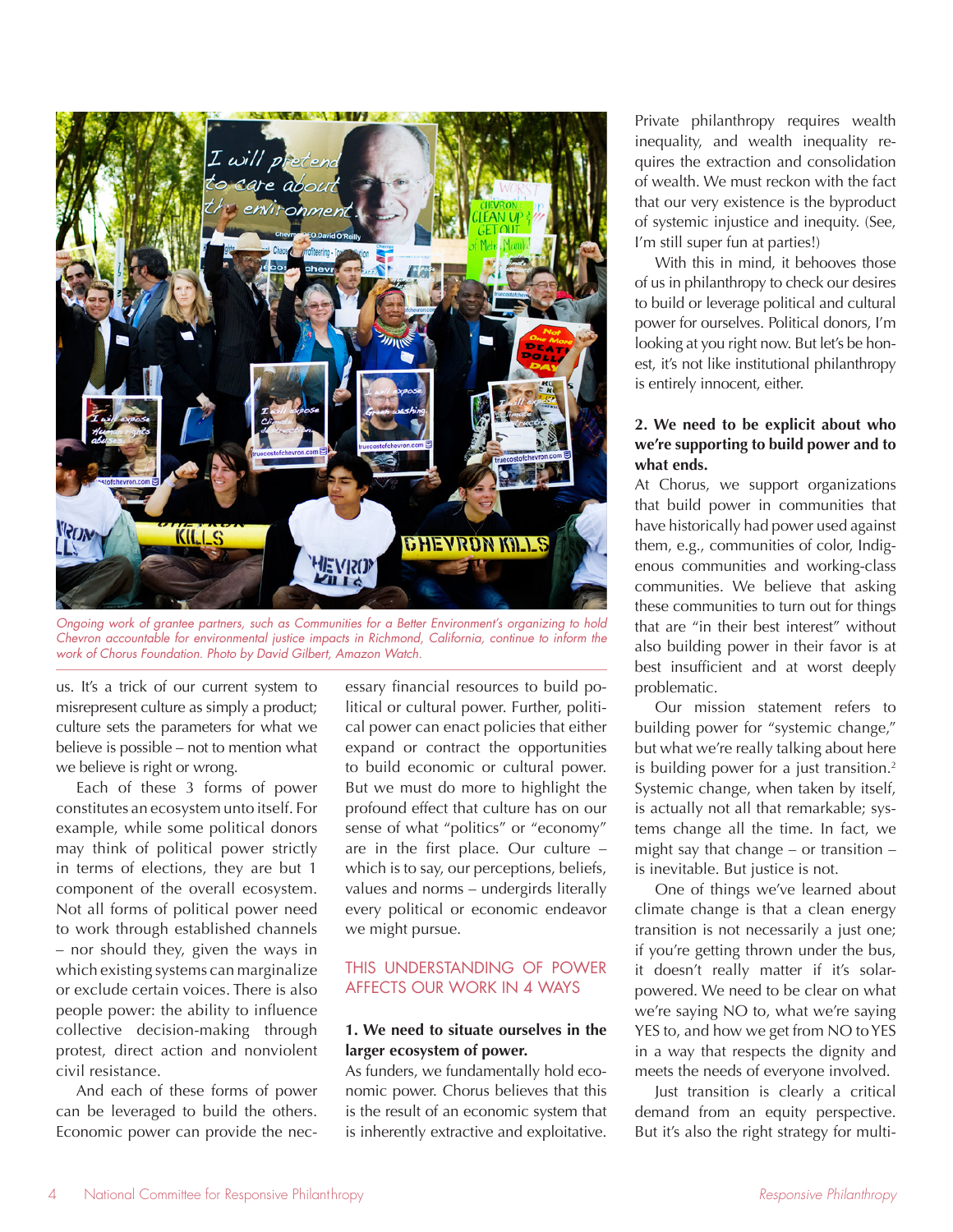*Ongoing work of grantee partners, such as Communities for a Better Environment's organizing to hold Chevron accountable for environmental justice impacts in Richmond, California, continue to inform the work of Chorus Foundation. Photo by David Gilbert, Amazon Watch.*

us. It's a trick of our current system to misrepresent culture as simply a product; culture sets the parameters for what we believe is possible – not to mention what we believe is right or wrong.

Each of these 3 forms of power constitutes an ecosystem unto itself. For example, while some political donors may think of political power strictly in terms of elections, they are but 1 component of the overall ecosystem. Not all forms of political power need to work through established channels – nor should they, given the ways in which existing systems can marginalize or exclude certain voices. There is also people power: the ability to influence collective decision-making through protest, direct action and nonviolent civil resistance.

And each of these forms of power can be leveraged to build the others. Economic power can provide the necessary financial resources to build political or cultural power. Further, political power can enact policies that either expand or contract the opportunities to build economic or cultural power. But we must do more to highlight the profound effect that culture has on our sense of what "politics" or "economy" are in the first place. Our culture – which is to say, our perceptions, beliefs, values and norms – undergirds literally every political or economic endeavor we might pursue.

## THIS UNDERSTANDING OF POWER AFFECTS OUR WORK IN 4 WAYS

**1. We need to situate ourselves in the larger ecosystem of power.**

As funders, we fundamentally hold economic power. Chorus believes that this is the result of an economic system that is inherently extractive and exploitative. Private philanthropy requires wealth inequality, and wealth inequality requires the extraction and consolidation of wealth. We must reckon with the fact that our very existence is the byproduct of systemic injustice and inequity. (See, I'm still super fun at parties!)

With this in mind, it behooves those of us in philanthropy to check our desires to build or leverage political and cultural power for ourselves. Political donors, I'm looking at you right now. But let's be honest, it's not like institutional philanthropy is entirely innocent, either.

**2. We need to be explicit about who we're supporting to build power and to what ends.**

At Chorus, we support organizations that build power in communities that have historically had power used against them, e.g., communities of color, Indigenous communities and working-class communities. We believe that asking these communities to turn out for things that are "in their best interest" without also building power in their favor is at best insufficient and at worst deeply problematic.

Our mission statement refers to building power for "systemic change," but what we're really talking about here is building power for a just transition.[2] Systemic change, when taken by itself, is actually not all that remarkable; systems change all the time. In fact, we might say that change – or transition – is inevitable. But justice is not.

One of things we've learned about climate change is that a clean energy transition is not necessarily a just one; if you're getting thrown under the bus, it doesn't really matter if it's solar-powered. We need to be clear on what we're saying NO to, what we're saying YES to, and how we get from NO to YES in a way that respects the dignity and meets the needs of everyone involved.

Just transition is clearly a critical demand from an equity perspective. But it's also the right strategy for multi-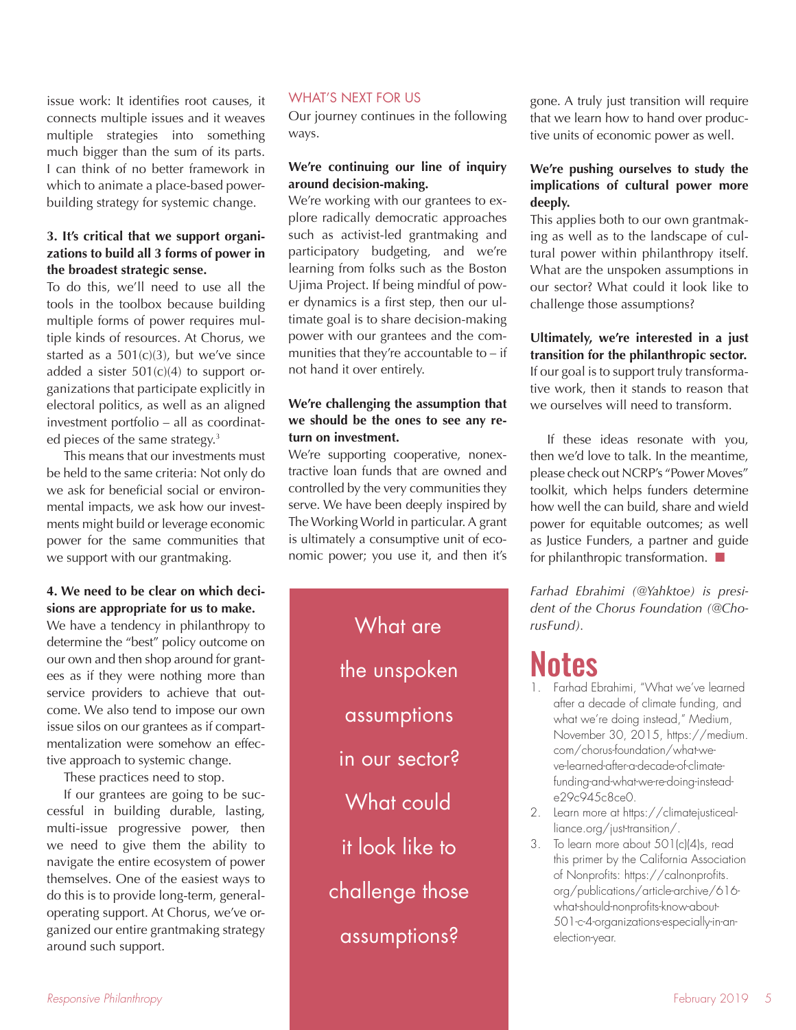issue work: It identifies root causes, it connects multiple issues and it weaves multiple strategies into something much bigger than the sum of its parts. I can think of no better framework in which to animate a place-based power-building strategy for systemic change.

**3. It's critical that we support organizations to build all 3 forms of power in the broadest strategic sense.**

To do this, we'll need to use all the tools in the toolbox because building multiple forms of power requires multiple kinds of resources. At Chorus, we started as a 501(c)(3), but we've since added a sister 501(c)(4) to support organizations that participate explicitly in electoral politics, as well as an aligned investment portfolio – all as coordinated pieces of the same strategy.[3]

This means that our investments must be held to the same criteria: Not only do we ask for beneficial social or environmental impacts, we ask how our investments might build or leverage economic power for the same communities that we support with our grantmaking.

**4. We need to be clear on which decisions are appropriate for us to make.**

We have a tendency in philanthropy to determine the "best" policy outcome on our own and then shop around for grantees as if they were nothing more than service providers to achieve that outcome. We also tend to impose our own issue silos on our grantees as if compartmentalization were somehow an effective approach to systemic change.

These practices need to stop.

If our grantees are going to be successful in building durable, lasting, multi-issue progressive power, then we need to give them the ability to navigate the entire ecosystem of power themselves. One of the easiest ways to do this is to provide long-term, general-operating support. At Chorus, we've organized our entire grantmaking strategy around such support.

## WHAT'S NEXT FOR US

Our journey continues in the following ways.

**We're continuing our line of inquiry around decision-making.**

We're working with our grantees to explore radically democratic approaches such as activist-led grantmaking and participatory budgeting, and we're learning from folks such as the Boston Ujima Project. If being mindful of power dynamics is a first step, then our ultimate goal is to share decision-making power with our grantees and the communities that they're accountable to – if not hand it over entirely.

**We're challenging the assumption that we should be the ones to see any return on investment.**

We're supporting cooperative, nonextractive loan funds that are owned and controlled by the very communities they serve. We have been deeply inspired by The Working World in particular. A grant is ultimately a consumptive unit of economic power; you use it, and then it's gone. A truly just transition will require that we learn how to hand over productive units of economic power as well.

> What are the unspoken assumptions in our sector? What could it look like to challenge those assumptions?

**We're pushing ourselves to study the implications of cultural power more deeply.**

This applies both to our own grantmaking as well as to the landscape of cultural power within philanthropy itself. What are the unspoken assumptions in our sector? What could it look like to challenge those assumptions?

**Ultimately, we're interested in a just transition for the philanthropic sector.**

If our goal is to support truly transformative work, then it stands to reason that we ourselves will need to transform.

If these ideas resonate with you, then we'd love to talk. In the meantime, please check out NCRP's "Power Moves" toolkit, which helps funders determine how well the can build, share and wield power for equitable outcomes; as well as Justice Funders, a partner and guide for philanthropic transformation. ■

*Farhad Ebrahimi (@Yahktoe) is president of the Chorus Foundation (@ChorusFund).*

# Notes

1. Farhad Ebrahimi, "What we've learned after a decade of climate funding, and what we're doing instead," Medium, November 30, 2015, https://medium.com/chorus-foundation/what-weve-learned-after-a-decade-of-climate-funding-and-what-we-re-doing-instead-e29c945c8ce0.
2. Learn more at https://climatejusticealliance.org/just-transition/.
3. To learn more about 501(c)(4)s, read this primer by the California Association of Nonprofits: https://calnonprofits.org/publications/article-archive/616-what-should-nonprofits-know-about-501-c-4-organizations-especially-in-an-election-year.